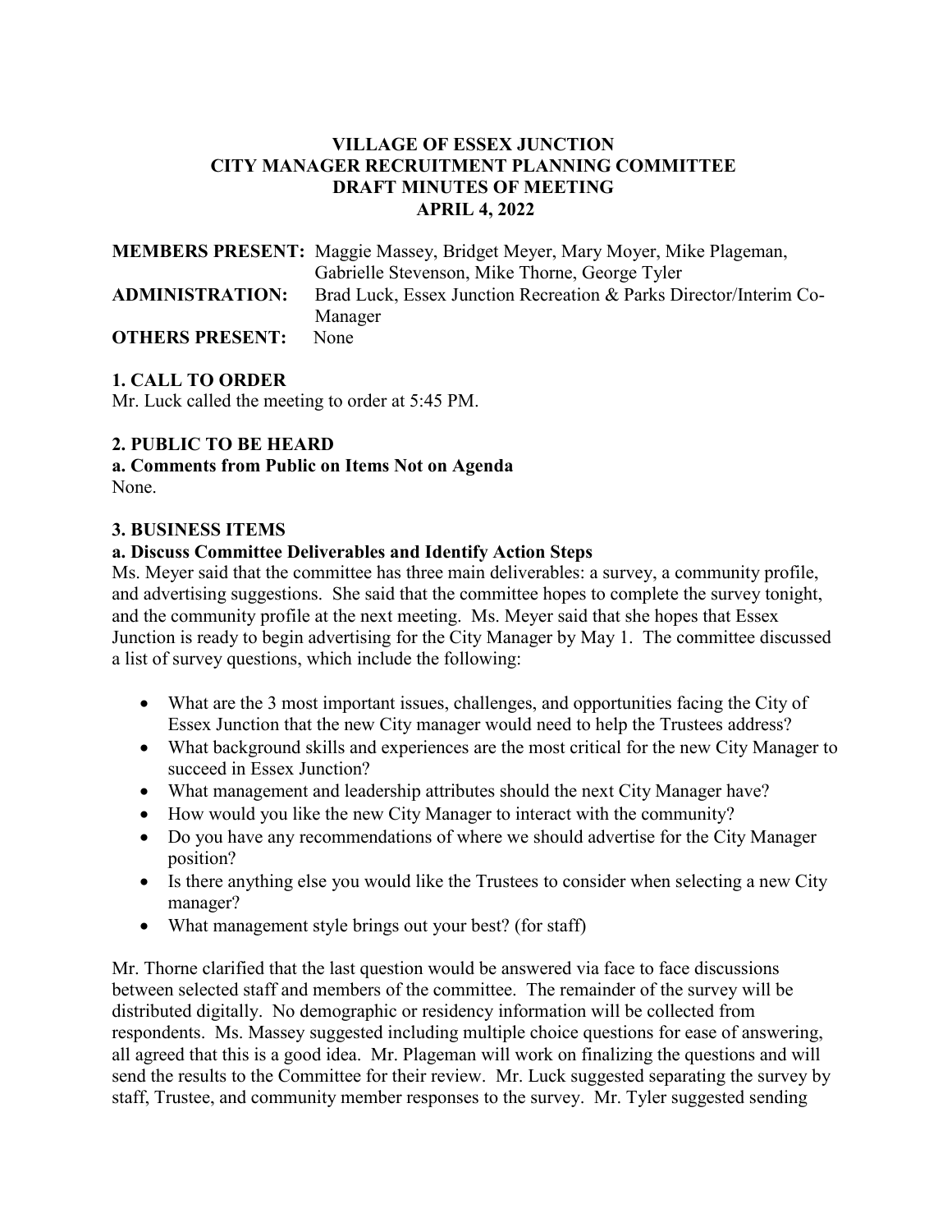**VILLAGE OF ESSEX JUNCTION**
**CITY MANAGER RECRUITMENT PLANNING COMMITTEE**
**DRAFT MINUTES OF MEETING**
**APRIL 4, 2022**

**MEMBERS PRESENT:** Maggie Massey, Bridget Meyer, Mary Moyer, Mike Plageman, Gabrielle Stevenson, Mike Thorne, George Tyler
**ADMINISTRATION:** Brad Luck, Essex Junction Recreation & Parks Director/Interim Co-Manager
**OTHERS PRESENT:** None

## 1. CALL TO ORDER

Mr. Luck called the meeting to order at 5:45 PM.

## 2. PUBLIC TO BE HEARD

### a. Comments from Public on Items Not on Agenda

None.

## 3. BUSINESS ITEMS

### a. Discuss Committee Deliverables and Identify Action Steps

Ms. Meyer said that the committee has three main deliverables: a survey, a community profile, and advertising suggestions. She said that the committee hopes to complete the survey tonight, and the community profile at the next meeting. Ms. Meyer said that she hopes that Essex Junction is ready to begin advertising for the City Manager by May 1. The committee discussed a list of survey questions, which include the following:

- What are the 3 most important issues, challenges, and opportunities facing the City of Essex Junction that the new City manager would need to help the Trustees address?
- What background skills and experiences are the most critical for the new City Manager to succeed in Essex Junction?
- What management and leadership attributes should the next City Manager have?
- How would you like the new City Manager to interact with the community?
- Do you have any recommendations of where we should advertise for the City Manager position?
- Is there anything else you would like the Trustees to consider when selecting a new City manager?
- What management style brings out your best? (for staff)

Mr. Thorne clarified that the last question would be answered via face to face discussions between selected staff and members of the committee. The remainder of the survey will be distributed digitally. No demographic or residency information will be collected from respondents. Ms. Massey suggested including multiple choice questions for ease of answering, all agreed that this is a good idea. Mr. Plageman will work on finalizing the questions and will send the results to the Committee for their review. Mr. Luck suggested separating the survey by staff, Trustee, and community member responses to the survey. Mr. Tyler suggested sending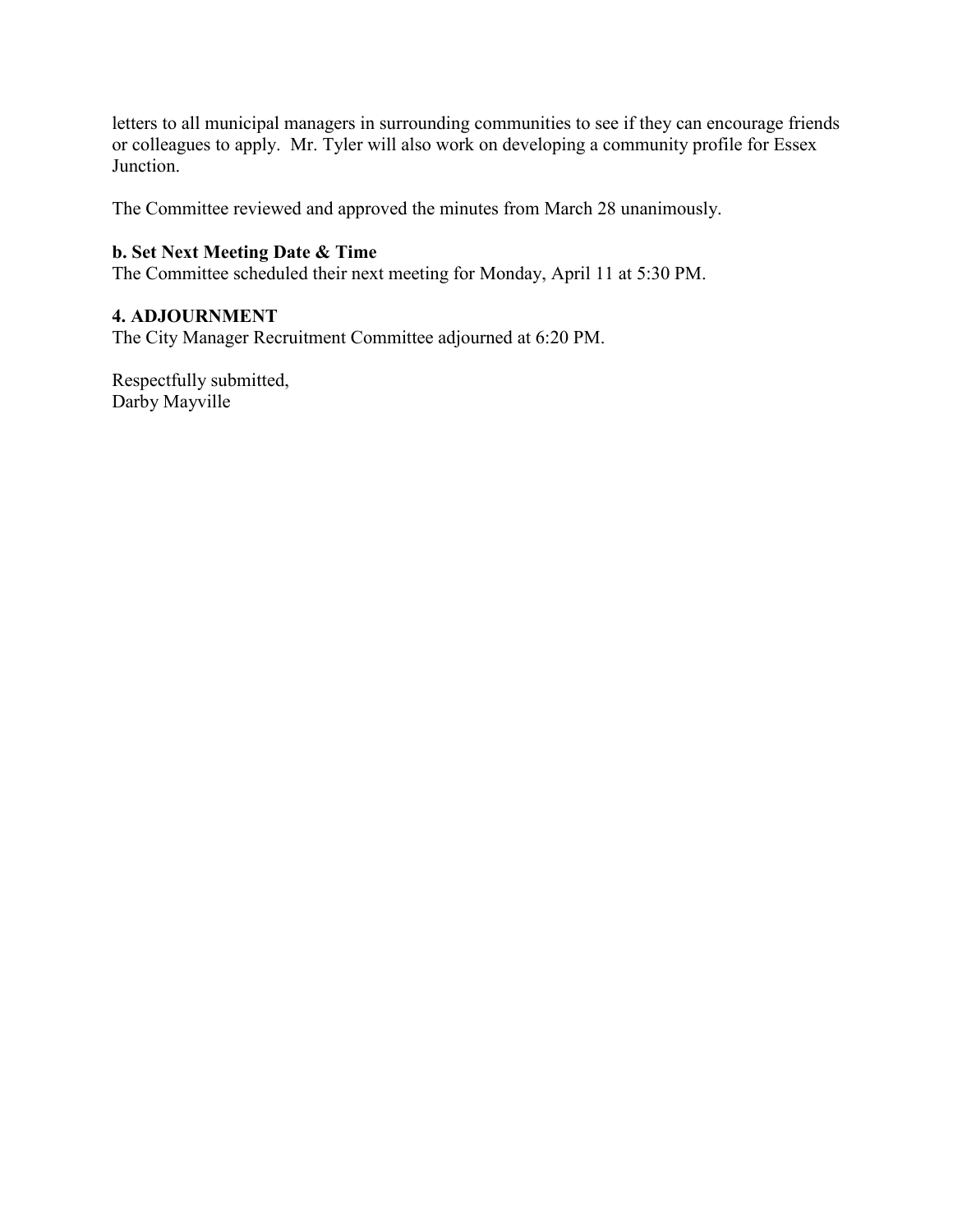letters to all municipal managers in surrounding communities to see if they can encourage friends or colleagues to apply. Mr. Tyler will also work on developing a community profile for Essex Junction.

The Committee reviewed and approved the minutes from March 28 unanimously.

**b. Set Next Meeting Date & Time**

The Committee scheduled their next meeting for Monday, April 11 at 5:30 PM.

**4. ADJOURNMENT**

The City Manager Recruitment Committee adjourned at 6:20 PM.

Respectfully submitted,
Darby Mayville